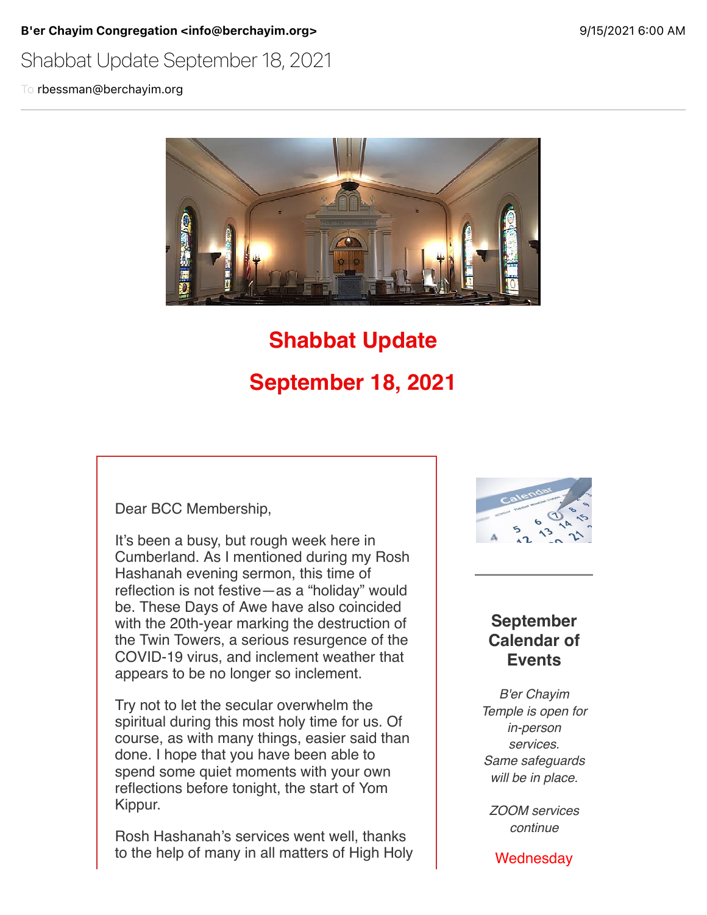**B'er Chayim Congregation <info@berchayim.org>** 9/15/2021 6:00 AM

Shabbat Update September 18, 2021

To rbessman@berchayim.org

# Shabbat Update

# September 18, 2021

Dear BCC Membership,

It's been a busy, but rough week here in Cumberland. As I mentioned during my Rosh Hashanah evening sermon, this time of reflection is not festive—as a "holiday" would be. These Days of Awe have also coincided with the 20th-year marking the destruction of the Twin Towers, a serious resurgence of the COVID-19 virus, and inclement weather that appears to be no longer so inclement.

Try not to let the secular overwhelm the spiritual during this most holy time for us. Of course, as with many things, easier said than done. I hope that you have been able to spend some quiet moments with your own reflections before tonight, the start of Yom Kippur.

Rosh Hashanah's services went well, thanks to the help of many in all matters of High Holy

## September Calendar of Events

*B'er Chayim Temple is open for in-person services. Same safeguards will be in place.*

*ZOOM services continue*

Wednesday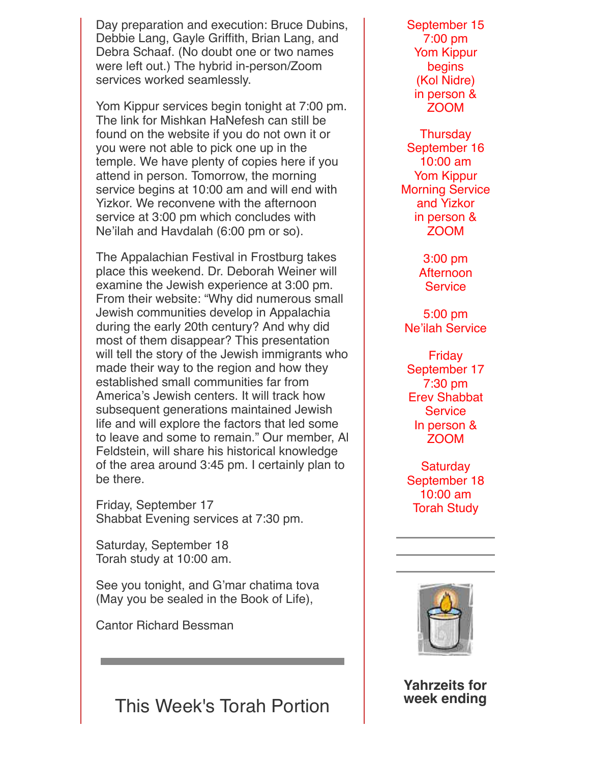Day preparation and execution: Bruce Dubins, Debbie Lang, Gayle Griffith, Brian Lang, and Debra Schaaf. (No doubt one or two names were left out.) The hybrid in-person/Zoom services worked seamlessly.

Yom Kippur services begin tonight at 7:00 pm. The link for Mishkan HaNefesh can still be found on the website if you do not own it or you were not able to pick one up in the temple. We have plenty of copies here if you attend in person. Tomorrow, the morning service begins at 10:00 am and will end with Yizkor. We reconvene with the afternoon service at 3:00 pm which concludes with Ne'ilah and Havdalah (6:00 pm or so).

The Appalachian Festival in Frostburg takes place this weekend. Dr. Deborah Weiner will examine the Jewish experience at 3:00 pm. From their website: "Why did numerous small Jewish communities develop in Appalachia during the early 20th century? And why did most of them disappear? This presentation will tell the story of the Jewish immigrants who made their way to the region and how they established small communities far from America's Jewish centers. It will track how subsequent generations maintained Jewish life and will explore the factors that led some to leave and some to remain." Our member, Al Feldstein, will share his historical knowledge of the area around 3:45 pm. I certainly plan to be there.

Friday, September 17
Shabbat Evening services at 7:30 pm.

Saturday, September 18
Torah study at 10:00 am.

See you tonight, and G'mar chatima tova
(May you be sealed in the Book of Life),

Cantor Richard Bessman

## This Week's Torah Portion

September 15
7:00 pm
Yom Kippur begins (Kol Nidre)
in person & ZOOM

Thursday
September 16
10:00 am
Yom Kippur Morning Service and Yizkor
in person & ZOOM

3:00 pm
Afternoon Service

5:00 pm
Ne'ilah Service

Friday
September 17
7:30 pm
Erev Shabbat Service
In person & ZOOM

Saturday
September 18
10:00 am
Torah Study

**Yahrzeits for week ending**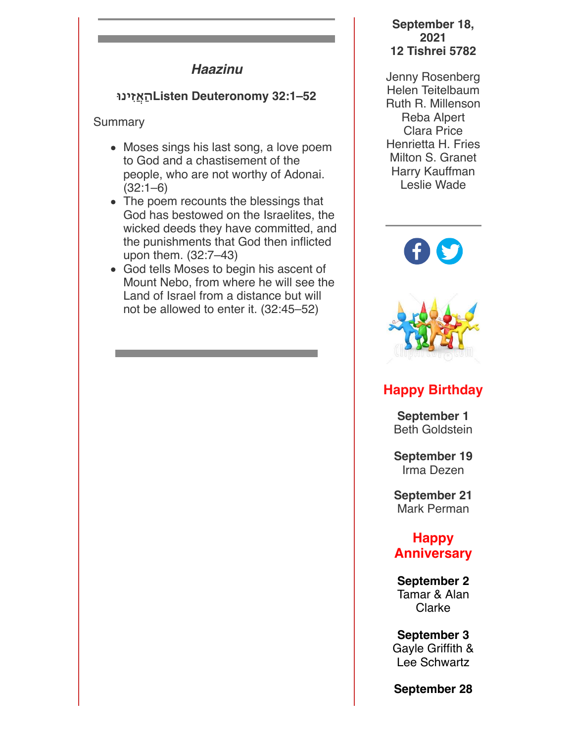### *Haazinu*

**הַאֲזִינוּ Listen Deuteronomy 32:1–52**

Summary

- Moses sings his last song, a love poem to God and a chastisement of the people, who are not worthy of Adonai. (32:1–6)
- The poem recounts the blessings that God has bestowed on the Israelites, the wicked deeds they have committed, and the punishments that God then inflicted upon them. (32:7–43)
- God tells Moses to begin his ascent of Mount Nebo, from where he will see the Land of Israel from a distance but will not be allowed to enter it. (32:45–52)

**September 18, 2021**
**12 Tishrei 5782**

Jenny Rosenberg
Helen Teitelbaum
Ruth R. Millenson
Reba Alpert
Clara Price
Henrietta H. Fries
Milton S. Granet
Harry Kauffman
Leslie Wade

## Happy Birthday

**September 1**
Beth Goldstein

**September 19**
Irma Dezen

**September 21**
Mark Perman

## Happy Anniversary

**September 2**
Tamar & Alan Clarke

**September 3**
Gayle Griffith & Lee Schwartz

**September 28**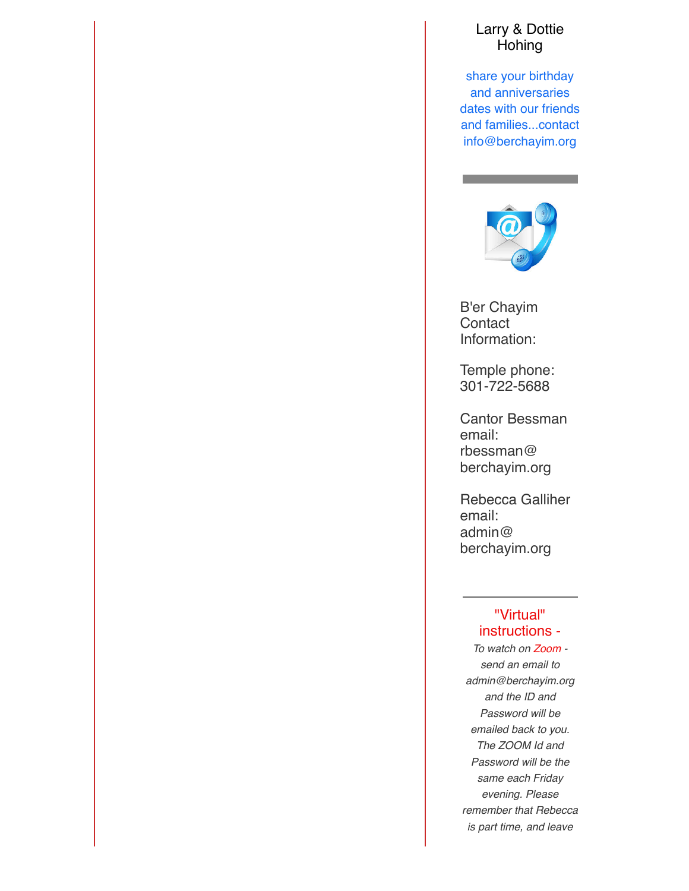Larry & Dottie Hohing

share your birthday and anniversaries dates with our friends and families...contact info@berchayim.org

---

B'er Chayim Contact Information:

Temple phone: 301-722-5688

Cantor Bessman email: rbessman@berchayim.org

Rebecca Galliher email: admin@berchayim.org

---

"Virtual" instructions -

*To watch on Zoom - send an email to admin@berchayim.org and the ID and Password will be emailed back to you. The ZOOM Id and Password will be the same each Friday evening. Please remember that Rebecca is part time, and leave*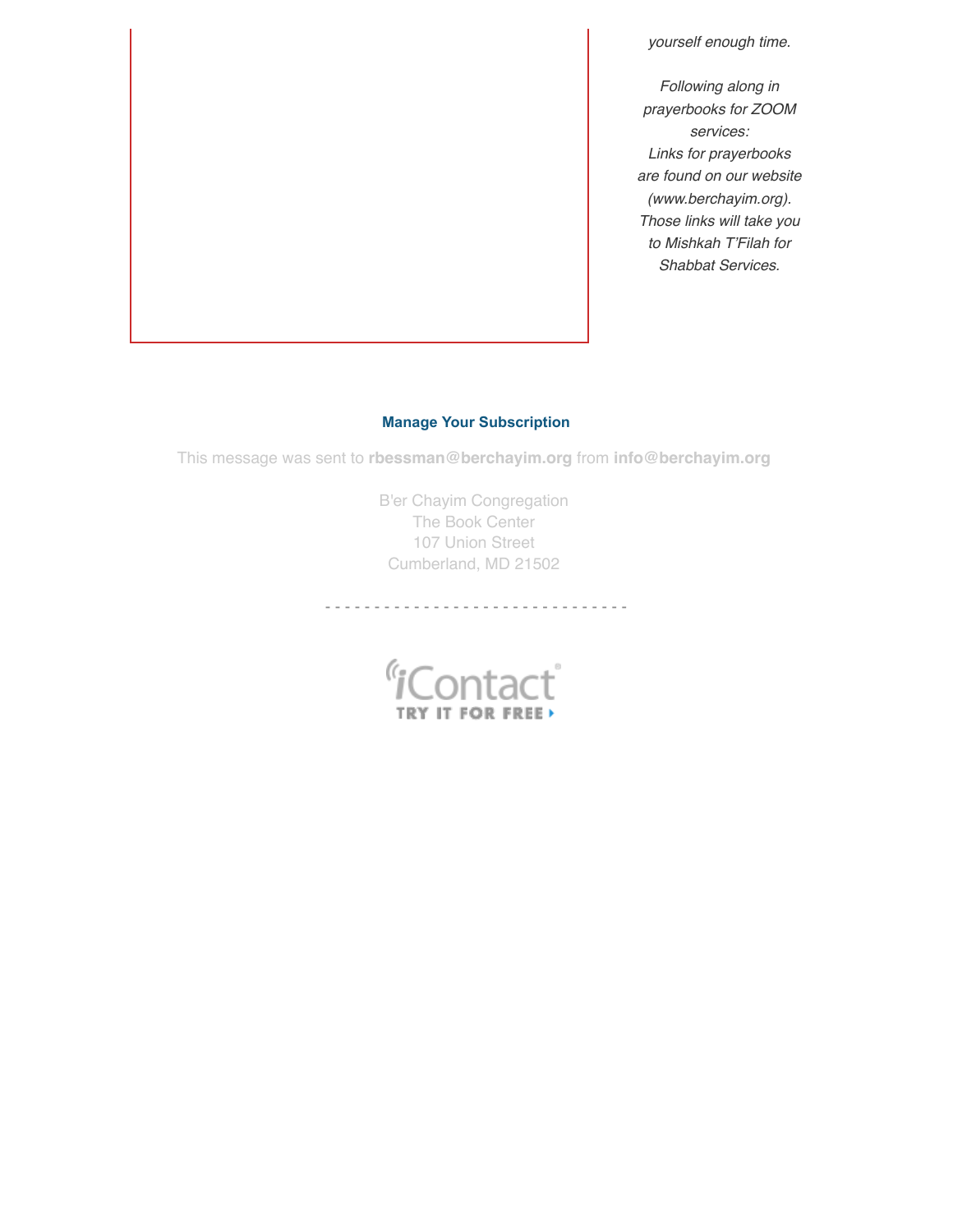*yourself enough time.*

*Following along in prayerbooks for ZOOM services:*
*Links for prayerbooks are found on our website (www.berchayim.org). Those links will take you to Mishkah T'Filah for Shabbat Services.*

**Manage Your Subscription**

This message was sent to **rbessman@berchayim.org** from **info@berchayim.org**

B'er Chayim Congregation
The Book Center
107 Union Street
Cumberland, MD 21502

iContact
TRY IT FOR FREE